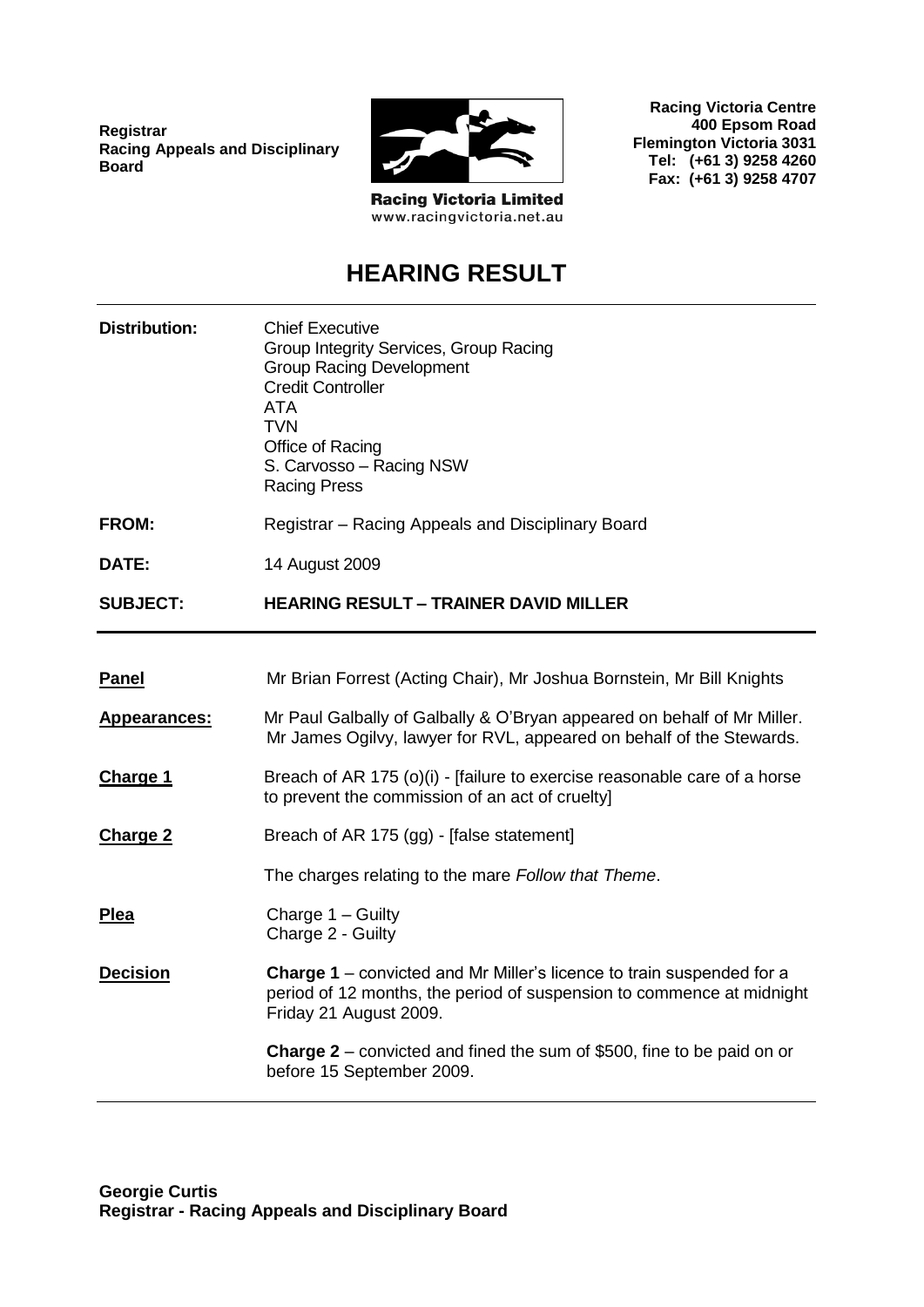Registrar
Racing Appeals and Disciplinary Board

Racing Victoria Limited
www.racingvictoria.net.au

**Racing Victoria Centre**
**400 Epsom Road**
**Flemington Victoria 3031**
**Tel: (+61 3) 9258 4260**
**Fax: (+61 3) 9258 4707**

# HEARING RESULT

| | |
|---|---|
| **Distribution:** | Chief Executive<br>Group Integrity Services, Group Racing<br>Group Racing Development<br>Credit Controller<br>ATA<br>TVN<br>Office of Racing<br>S. Carvosso – Racing NSW<br>Racing Press |
| **FROM:** | Registrar – Racing Appeals and Disciplinary Board |
| **DATE:** | 14 August 2009 |
| **SUBJECT:** | **HEARING RESULT – TRAINER DAVID MILLER** |

| | |
|---|---|
| **Panel** | Mr Brian Forrest (Acting Chair), Mr Joshua Bornstein, Mr Bill Knights |
| **Appearances:** | Mr Paul Galbally of Galbally & O'Bryan appeared on behalf of Mr Miller. Mr James Ogilvy, lawyer for RVL, appeared on behalf of the Stewards. |
| **Charge 1** | Breach of AR 175 (o)(i) - [failure to exercise reasonable care of a horse to prevent the commission of an act of cruelty] |
| **Charge 2** | Breach of AR 175 (gg) - [false statement]<br><br>The charges relating to the mare *Follow that Theme*. |
| **Plea** | Charge 1 – Guilty<br>Charge 2 - Guilty |
| **Decision** | **Charge 1** – convicted and Mr Miller's licence to train suspended for a period of 12 months, the period of suspension to commence at midnight Friday 21 August 2009.<br><br>**Charge 2** – convicted and fined the sum of $500, fine to be paid on or before 15 September 2009. |

**Georgie Curtis**
**Registrar - Racing Appeals and Disciplinary Board**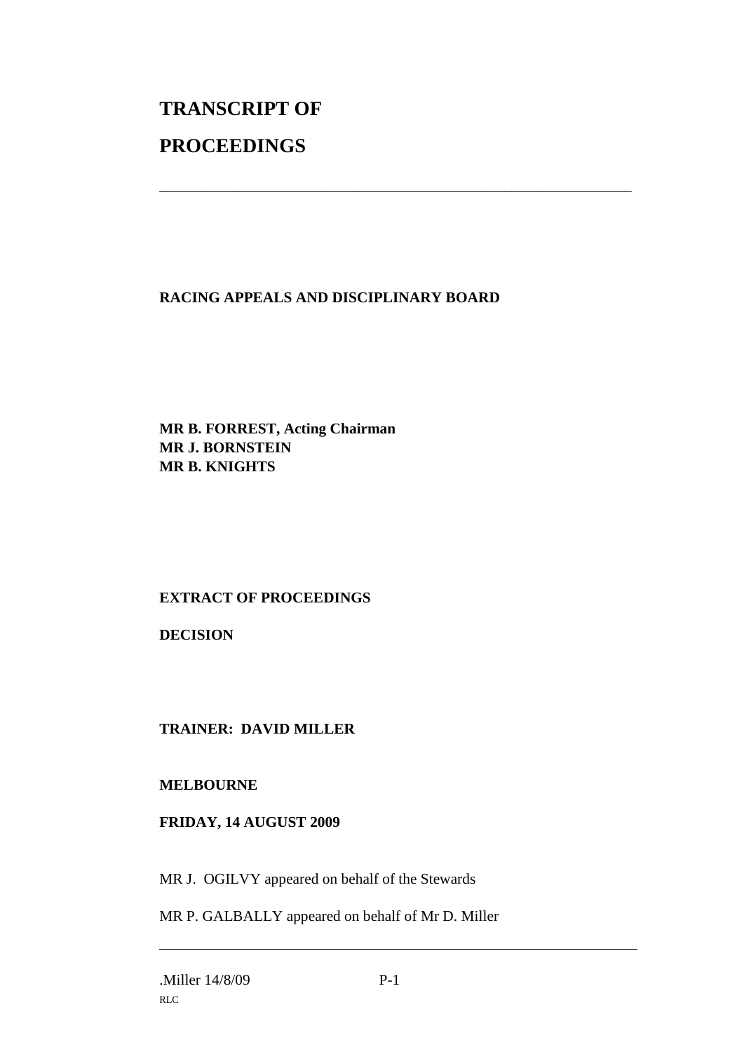# TRANSCRIPT OF

# PROCEEDINGS

---

**RACING APPEALS AND DISCIPLINARY BOARD**

**MR B. FORREST, Acting Chairman**
**MR J. BORNSTEIN**
**MR B. KNIGHTS**

**EXTRACT OF PROCEEDINGS**

**DECISION**

**TRAINER: DAVID MILLER**

**MELBOURNE**

**FRIDAY, 14 AUGUST 2009**

MR J. OGILVY appeared on behalf of the Stewards

MR P. GALBALLY appeared on behalf of Mr D. Miller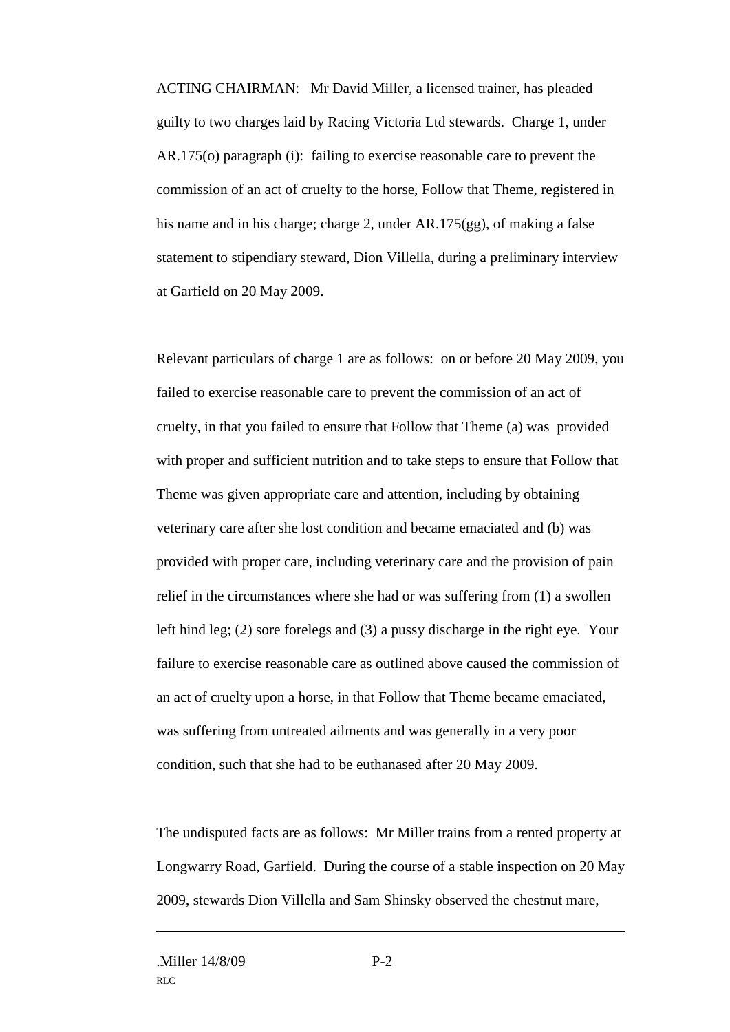ACTING CHAIRMAN: Mr David Miller, a licensed trainer, has pleaded guilty to two charges laid by Racing Victoria Ltd stewards. Charge 1, under AR.175(o) paragraph (i): failing to exercise reasonable care to prevent the commission of an act of cruelty to the horse, Follow that Theme, registered in his name and in his charge; charge 2, under AR.175(gg), of making a false statement to stipendiary steward, Dion Villella, during a preliminary interview at Garfield on 20 May 2009.

Relevant particulars of charge 1 are as follows: on or before 20 May 2009, you failed to exercise reasonable care to prevent the commission of an act of cruelty, in that you failed to ensure that Follow that Theme (a) was provided with proper and sufficient nutrition and to take steps to ensure that Follow that Theme was given appropriate care and attention, including by obtaining veterinary care after she lost condition and became emaciated and (b) was provided with proper care, including veterinary care and the provision of pain relief in the circumstances where she had or was suffering from (1) a swollen left hind leg; (2) sore forelegs and (3) a pussy discharge in the right eye. Your failure to exercise reasonable care as outlined above caused the commission of an act of cruelty upon a horse, in that Follow that Theme became emaciated, was suffering from untreated ailments and was generally in a very poor condition, such that she had to be euthanased after 20 May 2009.

The undisputed facts are as follows: Mr Miller trains from a rented property at Longwarry Road, Garfield. During the course of a stable inspection on 20 May 2009, stewards Dion Villella and Sam Shinsky observed the chestnut mare,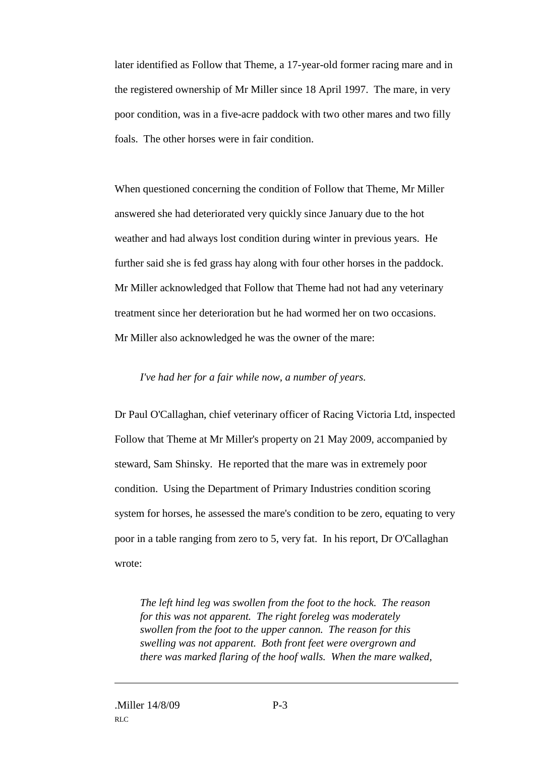later identified as Follow that Theme, a 17-year-old former racing mare and in the registered ownership of Mr Miller since 18 April 1997. The mare, in very poor condition, was in a five-acre paddock with two other mares and two filly foals. The other horses were in fair condition.

When questioned concerning the condition of Follow that Theme, Mr Miller answered she had deteriorated very quickly since January due to the hot weather and had always lost condition during winter in previous years. He further said she is fed grass hay along with four other horses in the paddock. Mr Miller acknowledged that Follow that Theme had not had any veterinary treatment since her deterioration but he had wormed her on two occasions. Mr Miller also acknowledged he was the owner of the mare:

> *I've had her for a fair while now, a number of years.*

Dr Paul O'Callaghan, chief veterinary officer of Racing Victoria Ltd, inspected Follow that Theme at Mr Miller's property on 21 May 2009, accompanied by steward, Sam Shinsky. He reported that the mare was in extremely poor condition. Using the Department of Primary Industries condition scoring system for horses, he assessed the mare's condition to be zero, equating to very poor in a table ranging from zero to 5, very fat. In his report, Dr O'Callaghan wrote:

> *The left hind leg was swollen from the foot to the hock. The reason for this was not apparent. The right foreleg was moderately swollen from the foot to the upper cannon. The reason for this swelling was not apparent. Both front feet were overgrown and there was marked flaring of the hoof walls. When the mare walked,*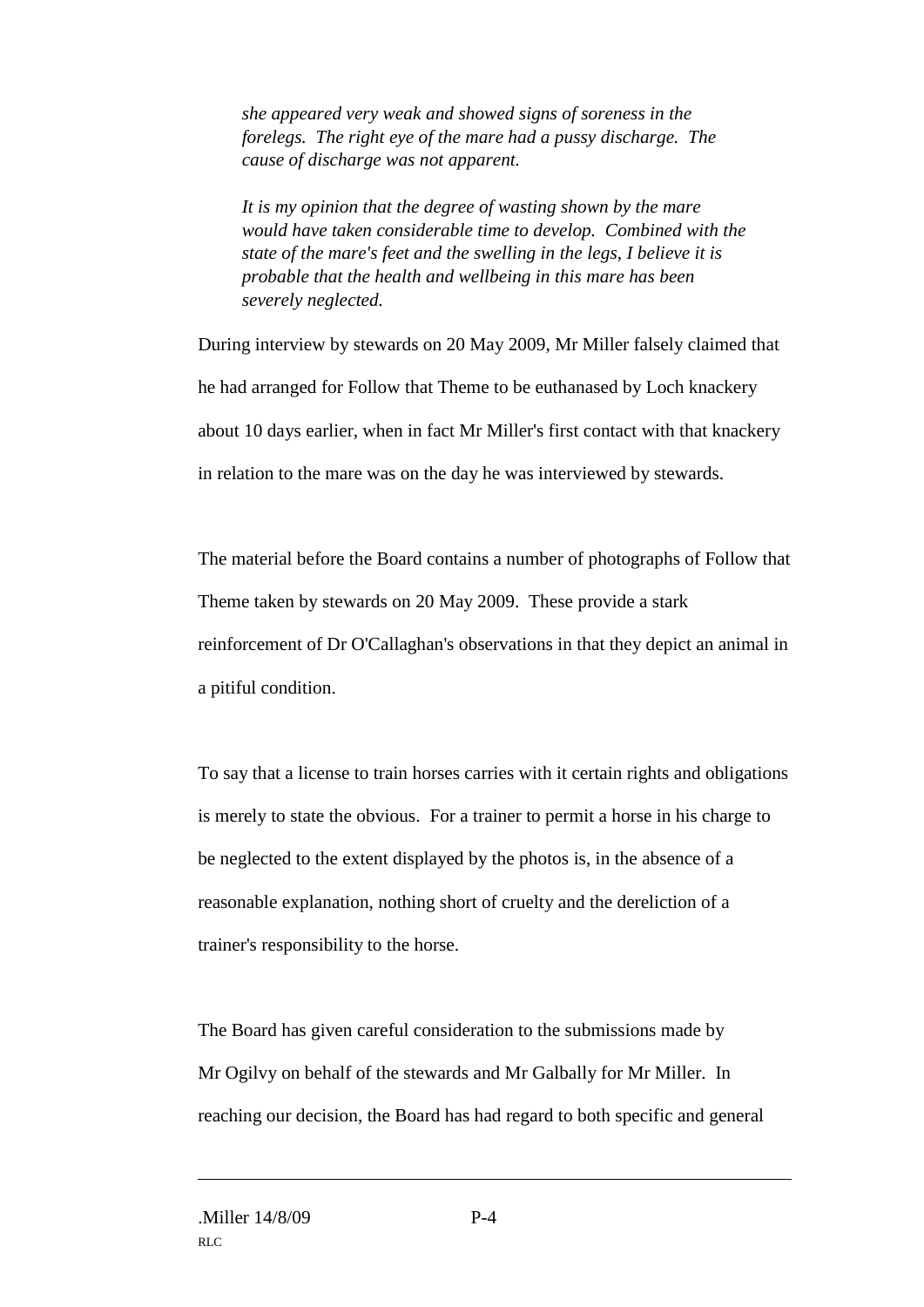*she appeared very weak and showed signs of soreness in the forelegs. The right eye of the mare had a pussy discharge. The cause of discharge was not apparent.*

*It is my opinion that the degree of wasting shown by the mare would have taken considerable time to develop. Combined with the state of the mare's feet and the swelling in the legs, I believe it is probable that the health and wellbeing in this mare has been severely neglected.*

During interview by stewards on 20 May 2009, Mr Miller falsely claimed that he had arranged for Follow that Theme to be euthanased by Loch knackery about 10 days earlier, when in fact Mr Miller's first contact with that knackery in relation to the mare was on the day he was interviewed by stewards.

The material before the Board contains a number of photographs of Follow that Theme taken by stewards on 20 May 2009. These provide a stark reinforcement of Dr O'Callaghan's observations in that they depict an animal in a pitiful condition.

To say that a license to train horses carries with it certain rights and obligations is merely to state the obvious. For a trainer to permit a horse in his charge to be neglected to the extent displayed by the photos is, in the absence of a reasonable explanation, nothing short of cruelty and the dereliction of a trainer's responsibility to the horse.

The Board has given careful consideration to the submissions made by Mr Ogilvy on behalf of the stewards and Mr Galbally for Mr Miller. In reaching our decision, the Board has had regard to both specific and general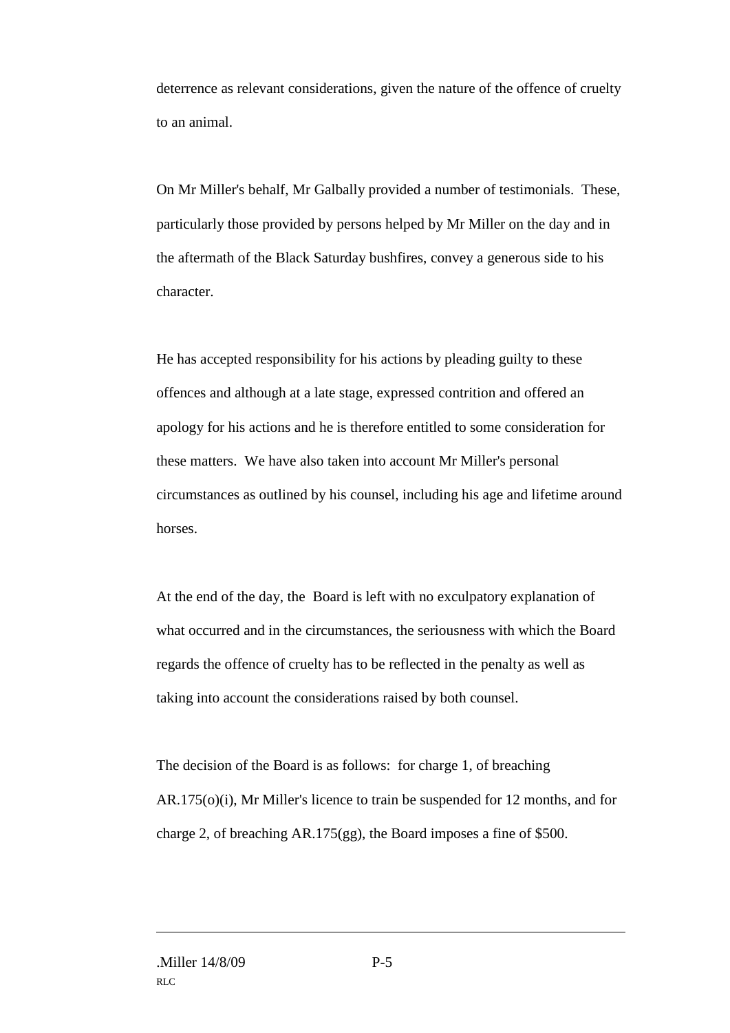deterrence as relevant considerations, given the nature of the offence of cruelty to an animal.

On Mr Miller's behalf, Mr Galbally provided a number of testimonials. These, particularly those provided by persons helped by Mr Miller on the day and in the aftermath of the Black Saturday bushfires, convey a generous side to his character.

He has accepted responsibility for his actions by pleading guilty to these offences and although at a late stage, expressed contrition and offered an apology for his actions and he is therefore entitled to some consideration for these matters. We have also taken into account Mr Miller's personal circumstances as outlined by his counsel, including his age and lifetime around horses.

At the end of the day, the Board is left with no exculpatory explanation of what occurred and in the circumstances, the seriousness with which the Board regards the offence of cruelty has to be reflected in the penalty as well as taking into account the considerations raised by both counsel.

The decision of the Board is as follows: for charge 1, of breaching AR.175(o)(i), Mr Miller's licence to train be suspended for 12 months, and for charge 2, of breaching AR.175(gg), the Board imposes a fine of $500.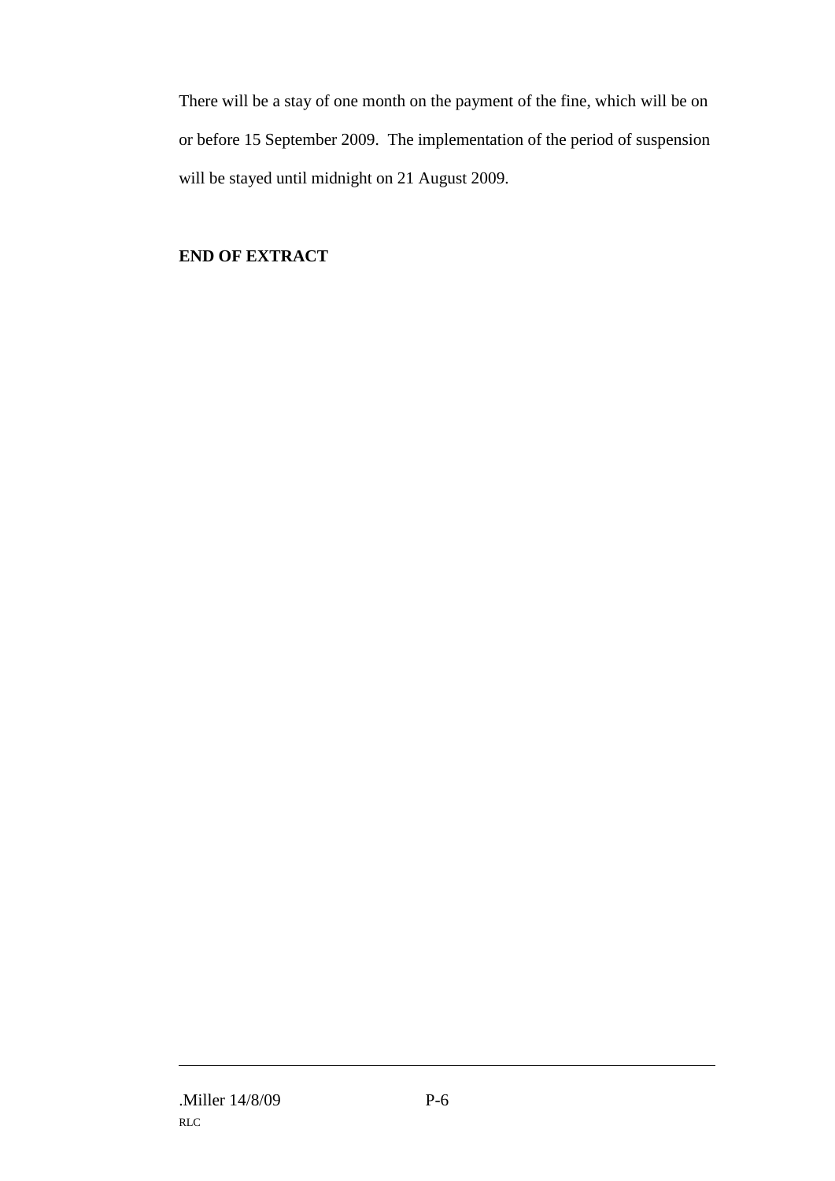There will be a stay of one month on the payment of the fine, which will be on or before 15 September 2009. The implementation of the period of suspension will be stayed until midnight on 21 August 2009.

**END OF EXTRACT**